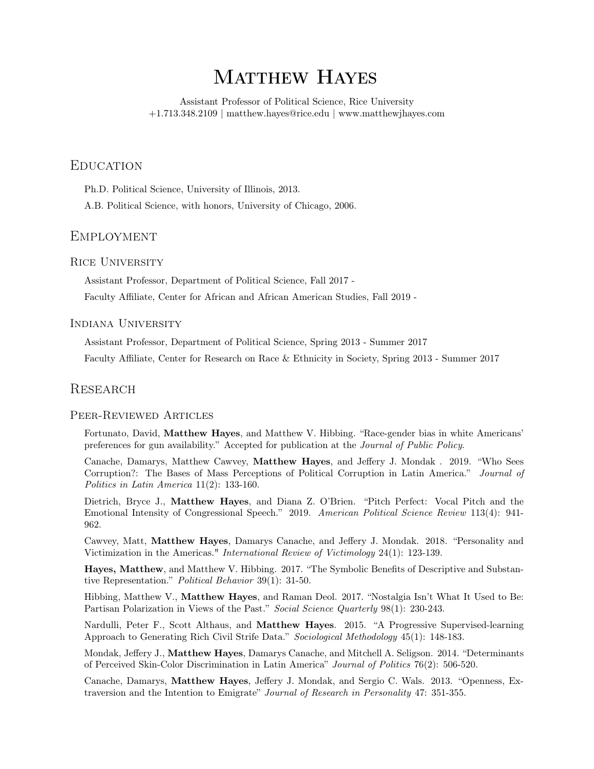# Matthew Hayes

Assistant Professor of Political Science, Rice University
+1.713.348.2109 | matthew.hayes@rice.edu | www.matthewjhayes.com

## Education

Ph.D. Political Science, University of Illinois, 2013.

A.B. Political Science, with honors, University of Chicago, 2006.

## Employment

### Rice University

Assistant Professor, Department of Political Science, Fall 2017 -

Faculty Affiliate, Center for African and African American Studies, Fall 2019 -

### Indiana University

Assistant Professor, Department of Political Science, Spring 2013 - Summer 2017

Faculty Affiliate, Center for Research on Race & Ethnicity in Society, Spring 2013 - Summer 2017

## Research

### Peer-Reviewed Articles

Fortunato, David, **Matthew Hayes**, and Matthew V. Hibbing. "Race-gender bias in white Americans' preferences for gun availability." Accepted for publication at the *Journal of Public Policy*.

Canache, Damarys, Matthew Cawvey, **Matthew Hayes**, and Jeffery J. Mondak . 2019. "Who Sees Corruption?: The Bases of Mass Perceptions of Political Corruption in Latin America." *Journal of Politics in Latin America* 11(2): 133-160.

Dietrich, Bryce J., **Matthew Hayes**, and Diana Z. O'Brien. "Pitch Perfect: Vocal Pitch and the Emotional Intensity of Congressional Speech." 2019. *American Political Science Review* 113(4): 941-962.

Cawvey, Matt, **Matthew Hayes**, Damarys Canache, and Jeffery J. Mondak. 2018. "Personality and Victimization in the Americas." *International Review of Victimology* 24(1): 123-139.

**Hayes, Matthew**, and Matthew V. Hibbing. 2017. "The Symbolic Benefits of Descriptive and Substantive Representation." *Political Behavior* 39(1): 31-50.

Hibbing, Matthew V., **Matthew Hayes**, and Raman Deol. 2017. "Nostalgia Isn't What It Used to Be: Partisan Polarization in Views of the Past." *Social Science Quarterly* 98(1): 230-243.

Nardulli, Peter F., Scott Althaus, and **Matthew Hayes**. 2015. "A Progressive Supervised-learning Approach to Generating Rich Civil Strife Data." *Sociological Methodology* 45(1): 148-183.

Mondak, Jeffery J., **Matthew Hayes**, Damarys Canache, and Mitchell A. Seligson. 2014. "Determinants of Perceived Skin-Color Discrimination in Latin America" *Journal of Politics* 76(2): 506-520.

Canache, Damarys, **Matthew Hayes**, Jeffery J. Mondak, and Sergio C. Wals. 2013. "Openness, Extraversion and the Intention to Emigrate" *Journal of Research in Personality* 47: 351-355.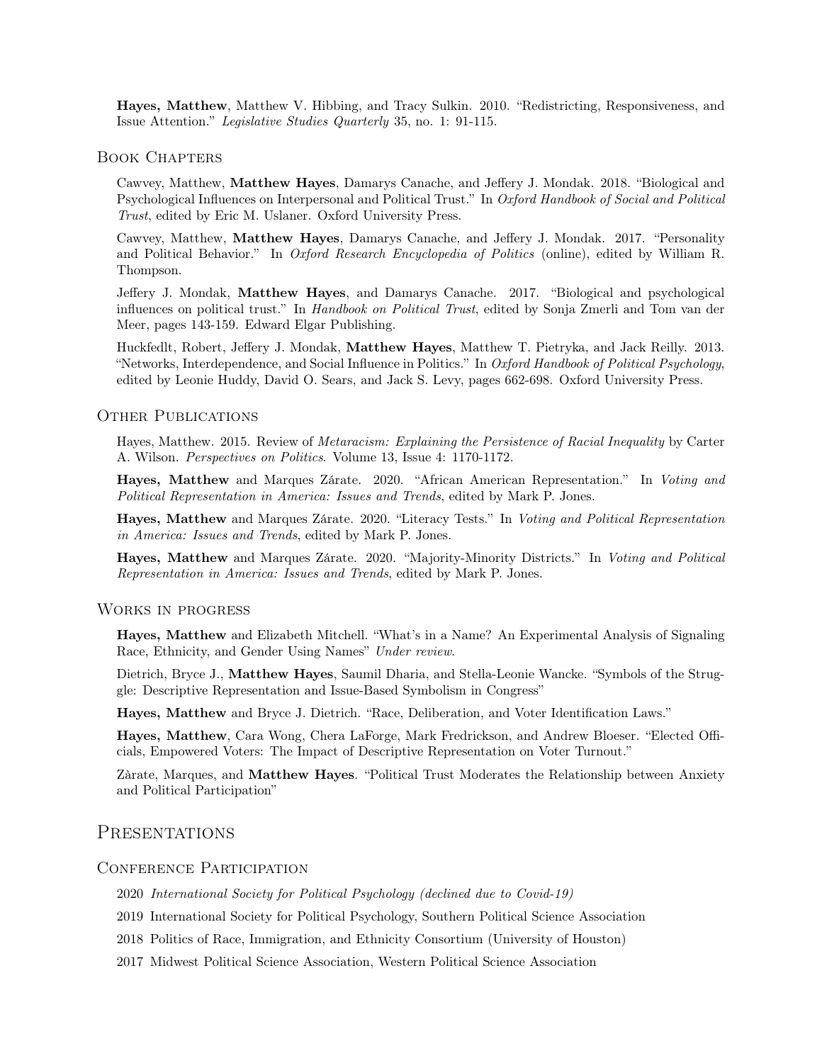**Hayes, Matthew**, Matthew V. Hibbing, and Tracy Sulkin. 2010. "Redistricting, Responsiveness, and Issue Attention." *Legislative Studies Quarterly* 35, no. 1: 91-115.

### Book Chapters

Cawvey, Matthew, **Matthew Hayes**, Damarys Canache, and Jeffery J. Mondak. 2018. "Biological and Psychological Influences on Interpersonal and Political Trust." In *Oxford Handbook of Social and Political Trust*, edited by Eric M. Uslaner. Oxford University Press.

Cawvey, Matthew, **Matthew Hayes**, Damarys Canache, and Jeffery J. Mondak. 2017. "Personality and Political Behavior." In *Oxford Research Encyclopedia of Politics* (online), edited by William R. Thompson.

Jeffery J. Mondak, **Matthew Hayes**, and Damarys Canache. 2017. "Biological and psychological influences on political trust." In *Handbook on Political Trust*, edited by Sonja Zmerli and Tom van der Meer, pages 143-159. Edward Elgar Publishing.

Huckfedlt, Robert, Jeffery J. Mondak, **Matthew Hayes**, Matthew T. Pietryka, and Jack Reilly. 2013. "Networks, Interdependence, and Social Influence in Politics." In *Oxford Handbook of Political Psychology*, edited by Leonie Huddy, David O. Sears, and Jack S. Levy, pages 662-698. Oxford University Press.

### Other Publications

Hayes, Matthew. 2015. Review of *Metaracism: Explaining the Persistence of Racial Inequality* by Carter A. Wilson. *Perspectives on Politics*. Volume 13, Issue 4: 1170-1172.

**Hayes, Matthew** and Marques Zárate. 2020. "African American Representation." In *Voting and Political Representation in America: Issues and Trends*, edited by Mark P. Jones.

**Hayes, Matthew** and Marques Zárate. 2020. "Literacy Tests." In *Voting and Political Representation in America: Issues and Trends*, edited by Mark P. Jones.

**Hayes, Matthew** and Marques Zárate. 2020. "Majority-Minority Districts." In *Voting and Political Representation in America: Issues and Trends*, edited by Mark P. Jones.

### Works in progress

**Hayes, Matthew** and Elizabeth Mitchell. "What's in a Name? An Experimental Analysis of Signaling Race, Ethnicity, and Gender Using Names" *Under review*.

Dietrich, Bryce J., **Matthew Hayes**, Saumil Dharia, and Stella-Leonie Wancke. "Symbols of the Struggle: Descriptive Representation and Issue-Based Symbolism in Congress"

**Hayes, Matthew** and Bryce J. Dietrich. "Race, Deliberation, and Voter Identification Laws."

**Hayes, Matthew**, Cara Wong, Chera LaForge, Mark Fredrickson, and Andrew Bloeser. "Elected Officials, Empowered Voters: The Impact of Descriptive Representation on Voter Turnout."

Zàrate, Marques, and **Matthew Hayes**. "Political Trust Moderates the Relationship between Anxiety and Political Participation"

## Presentations

### Conference Participation

2020 *International Society for Political Psychology (declined due to Covid-19)*

2019 International Society for Political Psychology, Southern Political Science Association

2018 Politics of Race, Immigration, and Ethnicity Consortium (University of Houston)

2017 Midwest Political Science Association, Western Political Science Association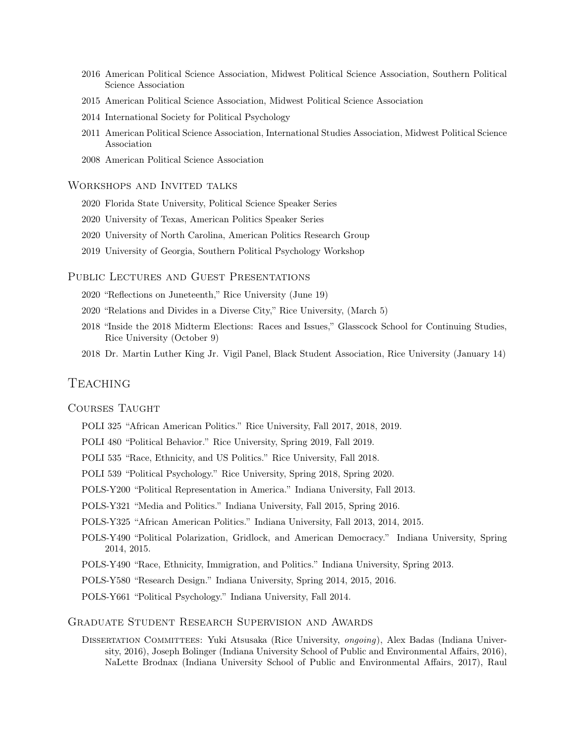- 2016 American Political Science Association, Midwest Political Science Association, Southern Political Science Association
- 2015 American Political Science Association, Midwest Political Science Association
- 2014 International Society for Political Psychology
- 2011 American Political Science Association, International Studies Association, Midwest Political Science Association
- 2008 American Political Science Association

### Workshops and Invited talks

- 2020 Florida State University, Political Science Speaker Series
- 2020 University of Texas, American Politics Speaker Series
- 2020 University of North Carolina, American Politics Research Group
- 2019 University of Georgia, Southern Political Psychology Workshop

### Public Lectures and Guest Presentations

- 2020 "Reflections on Juneteenth," Rice University (June 19)
- 2020 "Relations and Divides in a Diverse City," Rice University, (March 5)
- 2018 "Inside the 2018 Midterm Elections: Races and Issues," Glasscock School for Continuing Studies, Rice University (October 9)
- 2018 Dr. Martin Luther King Jr. Vigil Panel, Black Student Association, Rice University (January 14)

## Teaching

### Courses Taught

- POLI 325 "African American Politics." Rice University, Fall 2017, 2018, 2019.
- POLI 480 "Political Behavior." Rice University, Spring 2019, Fall 2019.
- POLI 535 "Race, Ethnicity, and US Politics." Rice University, Fall 2018.
- POLI 539 "Political Psychology." Rice University, Spring 2018, Spring 2020.
- POLS-Y200 "Political Representation in America." Indiana University, Fall 2013.
- POLS-Y321 "Media and Politics." Indiana University, Fall 2015, Spring 2016.
- POLS-Y325 "African American Politics." Indiana University, Fall 2013, 2014, 2015.
- POLS-Y490 "Political Polarization, Gridlock, and American Democracy." Indiana University, Spring 2014, 2015.
- POLS-Y490 "Race, Ethnicity, Immigration, and Politics." Indiana University, Spring 2013.
- POLS-Y580 "Research Design." Indiana University, Spring 2014, 2015, 2016.
- POLS-Y661 "Political Psychology." Indiana University, Fall 2014.

### Graduate Student Research Supervision and Awards

Dissertation Committees: Yuki Atsusaka (Rice University, *ongoing*), Alex Badas (Indiana University, 2016), Joseph Bolinger (Indiana University School of Public and Environmental Affairs, 2016), NaLette Brodnax (Indiana University School of Public and Environmental Affairs, 2017), Raul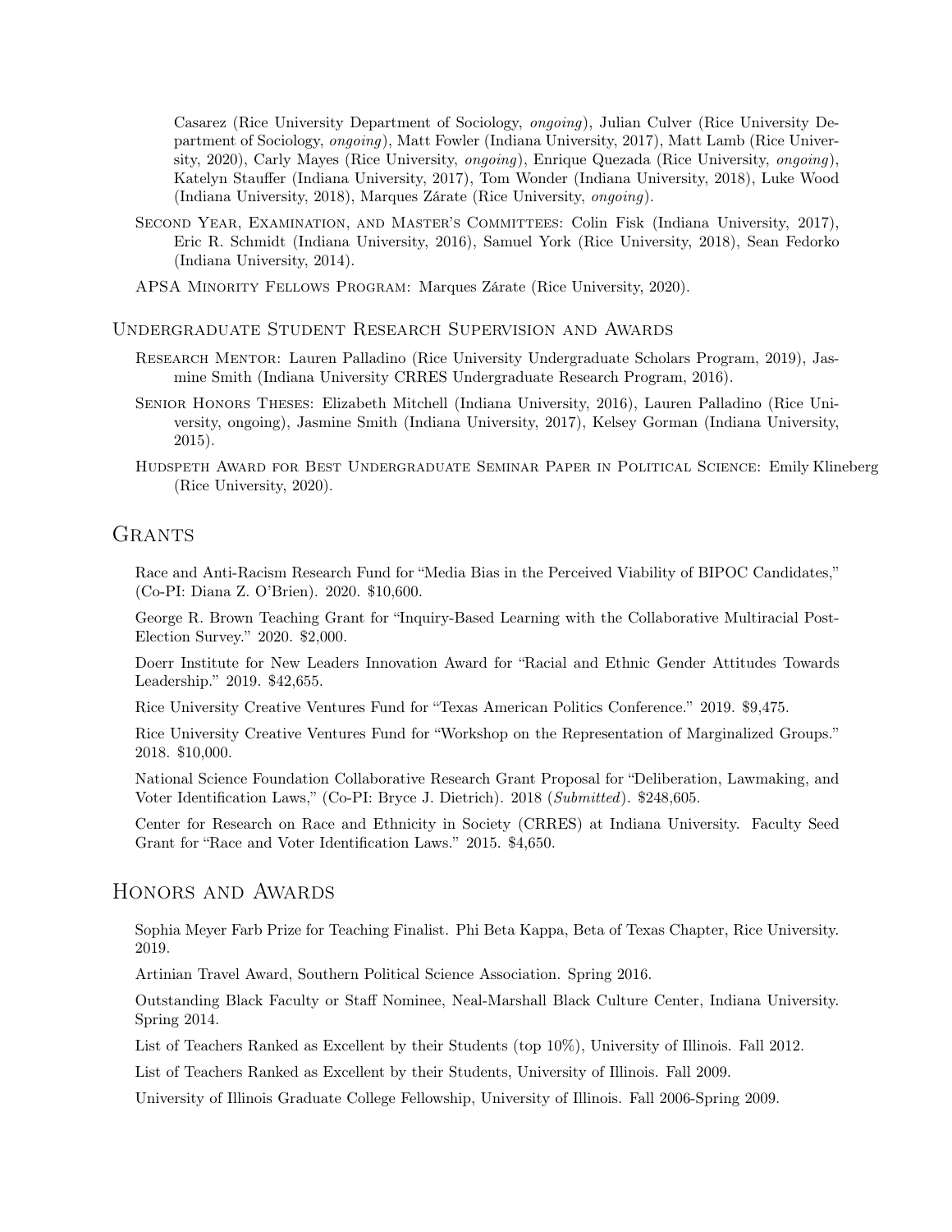Casarez (Rice University Department of Sociology, *ongoing*), Julian Culver (Rice University Department of Sociology, *ongoing*), Matt Fowler (Indiana University, 2017), Matt Lamb (Rice University, 2020), Carly Mayes (Rice University, *ongoing*), Enrique Quezada (Rice University, *ongoing*), Katelyn Stauffer (Indiana University, 2017), Tom Wonder (Indiana University, 2018), Luke Wood (Indiana University, 2018), Marques Zárate (Rice University, *ongoing*).

Second Year, Examination, and Master's Committees: Colin Fisk (Indiana University, 2017), Eric R. Schmidt (Indiana University, 2016), Samuel York (Rice University, 2018), Sean Fedorko (Indiana University, 2014).

APSA Minority Fellows Program: Marques Zárate (Rice University, 2020).

### Undergraduate Student Research Supervision and Awards

Research Mentor: Lauren Palladino (Rice University Undergraduate Scholars Program, 2019), Jasmine Smith (Indiana University CRRES Undergraduate Research Program, 2016).

Senior Honors Theses: Elizabeth Mitchell (Indiana University, 2016), Lauren Palladino (Rice University, ongoing), Jasmine Smith (Indiana University, 2017), Kelsey Gorman (Indiana University, 2015).

Hudspeth Award for Best Undergraduate Seminar Paper in Political Science: Emily Klineberg (Rice University, 2020).

## Grants

Race and Anti-Racism Research Fund for "Media Bias in the Perceived Viability of BIPOC Candidates," (Co-PI: Diana Z. O'Brien). 2020. $10,600.

George R. Brown Teaching Grant for "Inquiry-Based Learning with the Collaborative Multiracial Post-Election Survey." 2020. $2,000.

Doerr Institute for New Leaders Innovation Award for "Racial and Ethnic Gender Attitudes Towards Leadership." 2019. $42,655.

Rice University Creative Ventures Fund for "Texas American Politics Conference." 2019. $9,475.

Rice University Creative Ventures Fund for "Workshop on the Representation of Marginalized Groups." 2018. $10,000.

National Science Foundation Collaborative Research Grant Proposal for "Deliberation, Lawmaking, and Voter Identification Laws," (Co-PI: Bryce J. Dietrich). 2018 (*Submitted*). $248,605.

Center for Research on Race and Ethnicity in Society (CRRES) at Indiana University. Faculty Seed Grant for "Race and Voter Identification Laws." 2015. $4,650.

## Honors and Awards

Sophia Meyer Farb Prize for Teaching Finalist. Phi Beta Kappa, Beta of Texas Chapter, Rice University. 2019.

Artinian Travel Award, Southern Political Science Association. Spring 2016.

Outstanding Black Faculty or Staff Nominee, Neal-Marshall Black Culture Center, Indiana University. Spring 2014.

List of Teachers Ranked as Excellent by their Students (top 10%), University of Illinois. Fall 2012.

List of Teachers Ranked as Excellent by their Students, University of Illinois. Fall 2009.

University of Illinois Graduate College Fellowship, University of Illinois. Fall 2006-Spring 2009.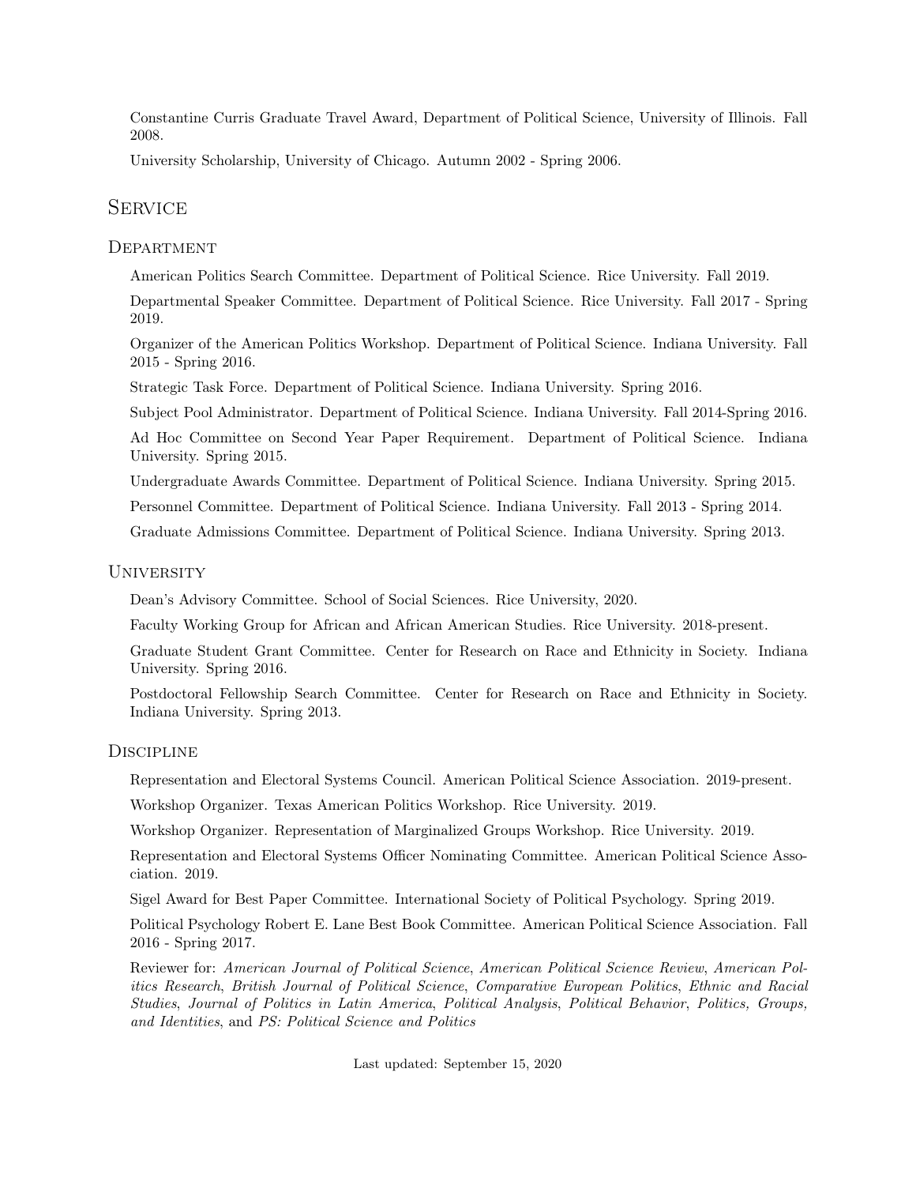Constantine Curris Graduate Travel Award, Department of Political Science, University of Illinois. Fall 2008.

University Scholarship, University of Chicago. Autumn 2002 - Spring 2006.

## Service

### Department

American Politics Search Committee. Department of Political Science. Rice University. Fall 2019.

Departmental Speaker Committee. Department of Political Science. Rice University. Fall 2017 - Spring 2019.

Organizer of the American Politics Workshop. Department of Political Science. Indiana University. Fall 2015 - Spring 2016.

Strategic Task Force. Department of Political Science. Indiana University. Spring 2016.

Subject Pool Administrator. Department of Political Science. Indiana University. Fall 2014-Spring 2016.

Ad Hoc Committee on Second Year Paper Requirement. Department of Political Science. Indiana University. Spring 2015.

Undergraduate Awards Committee. Department of Political Science. Indiana University. Spring 2015.

Personnel Committee. Department of Political Science. Indiana University. Fall 2013 - Spring 2014.

Graduate Admissions Committee. Department of Political Science. Indiana University. Spring 2013.

### University

Dean's Advisory Committee. School of Social Sciences. Rice University, 2020.

Faculty Working Group for African and African American Studies. Rice University. 2018-present.

Graduate Student Grant Committee. Center for Research on Race and Ethnicity in Society. Indiana University. Spring 2016.

Postdoctoral Fellowship Search Committee. Center for Research on Race and Ethnicity in Society. Indiana University. Spring 2013.

### Discipline

Representation and Electoral Systems Council. American Political Science Association. 2019-present.

Workshop Organizer. Texas American Politics Workshop. Rice University. 2019.

Workshop Organizer. Representation of Marginalized Groups Workshop. Rice University. 2019.

Representation and Electoral Systems Officer Nominating Committee. American Political Science Association. 2019.

Sigel Award for Best Paper Committee. International Society of Political Psychology. Spring 2019.

Political Psychology Robert E. Lane Best Book Committee. American Political Science Association. Fall 2016 - Spring 2017.

Reviewer for: *American Journal of Political Science*, *American Political Science Review*, *American Politics Research*, *British Journal of Political Science*, *Comparative European Politics*, *Ethnic and Racial Studies*, *Journal of Politics in Latin America*, *Political Analysis*, *Political Behavior*, *Politics, Groups, and Identities*, and *PS: Political Science and Politics*

Last updated: September 15, 2020